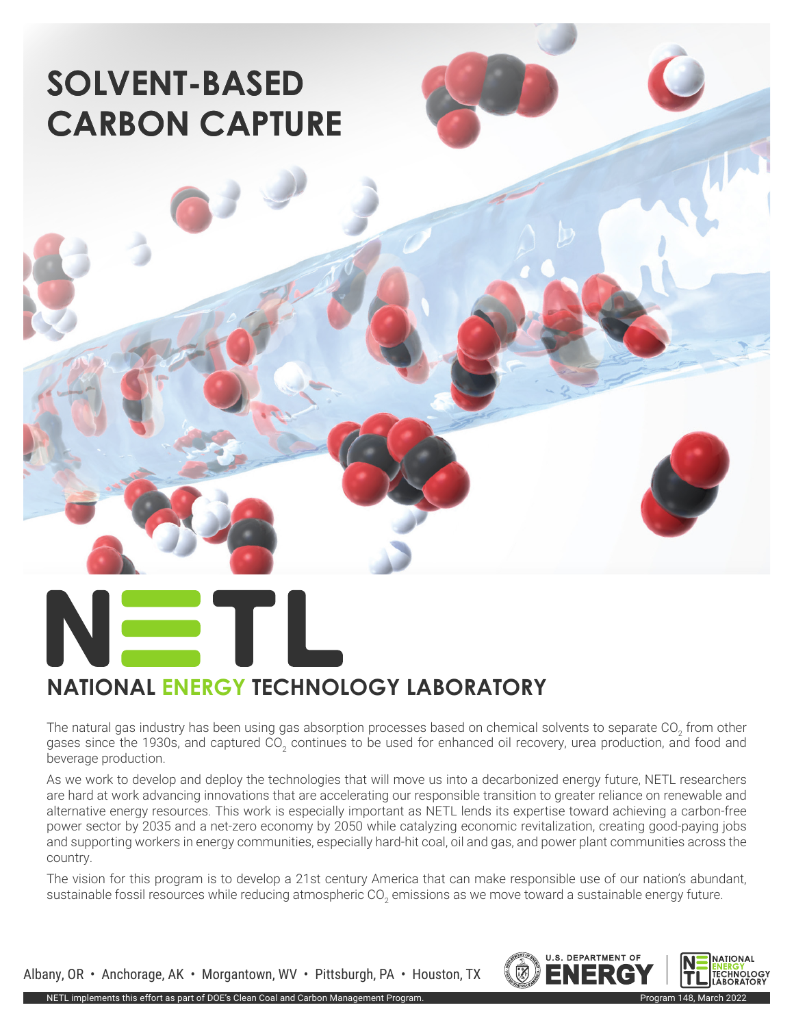# SOLVENT-BASED CARBON CAPTURE

## NATIONAL ENERGY TECHNOLOGY LABORATORY

The natural gas industry has been using gas absorption processes based on chemical solvents to separate $CO_2$ from other gases since the 1930s, and captured $CO_2$ continues to be used for enhanced oil recovery, urea production, and food and beverage production.

As we work to develop and deploy the technologies that will move us into a decarbonized energy future, NETL researchers are hard at work advancing innovations that are accelerating our responsible transition to greater reliance on renewable and alternative energy resources. This work is especially important as NETL lends its expertise toward achieving a carbon-free power sector by 2035 and a net-zero economy by 2050 while catalyzing economic revitalization, creating good-paying jobs and supporting workers in energy communities, especially hard-hit coal, oil and gas, and power plant communities across the country.

The vision for this program is to develop a 21st century America that can make responsible use of our nation's abundant, sustainable fossil resources while reducing atmospheric $CO_2$ emissions as we move toward a sustainable energy future.

Albany, OR • Anchorage, AK • Morgantown, WV • Pittsburgh, PA • Houston, TX

U.S. DEPARTMENT OF ENERGY | NATIONAL ENERGY TECHNOLOGY LABORATORY

NETL implements this effort as part of DOE's Clean Coal and Carbon Management Program. Program 148, March 2022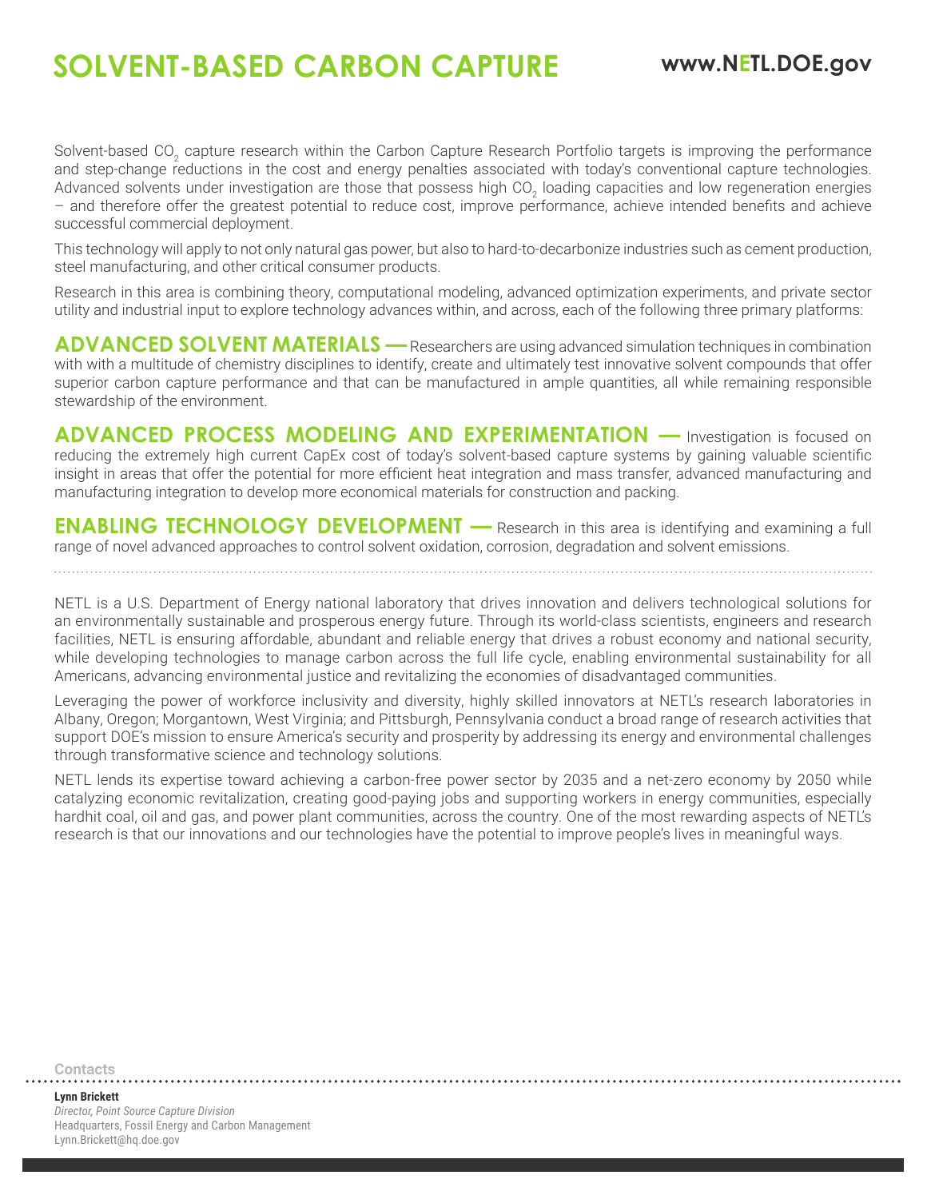# SOLVENT-BASED CARBON CAPTURE

**www.NETL.DOE.gov**

Solvent-based $CO_2$ capture research within the Carbon Capture Research Portfolio targets is improving the performance and step-change reductions in the cost and energy penalties associated with today's conventional capture technologies. Advanced solvents under investigation are those that possess high $CO_2$ loading capacities and low regeneration energies – and therefore offer the greatest potential to reduce cost, improve performance, achieve intended benefits and achieve successful commercial deployment.

This technology will apply to not only natural gas power, but also to hard-to-decarbonize industries such as cement production, steel manufacturing, and other critical consumer products.

Research in this area is combining theory, computational modeling, advanced optimization experiments, and private sector utility and industrial input to explore technology advances within, and across, each of the following three primary platforms:

**ADVANCED SOLVENT MATERIALS —** Researchers are using advanced simulation techniques in combination with with a multitude of chemistry disciplines to identify, create and ultimately test innovative solvent compounds that offer superior carbon capture performance and that can be manufactured in ample quantities, all while remaining responsible stewardship of the environment.

**ADVANCED PROCESS MODELING AND EXPERIMENTATION —** Investigation is focused on reducing the extremely high current CapEx cost of today's solvent-based capture systems by gaining valuable scientific insight in areas that offer the potential for more efficient heat integration and mass transfer, advanced manufacturing and manufacturing integration to develop more economical materials for construction and packing.

**ENABLING TECHNOLOGY DEVELOPMENT —** Research in this area is identifying and examining a full range of novel advanced approaches to control solvent oxidation, corrosion, degradation and solvent emissions.

---

NETL is a U.S. Department of Energy national laboratory that drives innovation and delivers technological solutions for an environmentally sustainable and prosperous energy future. Through its world-class scientists, engineers and research facilities, NETL is ensuring affordable, abundant and reliable energy that drives a robust economy and national security, while developing technologies to manage carbon across the full life cycle, enabling environmental sustainability for all Americans, advancing environmental justice and revitalizing the economies of disadvantaged communities.

Leveraging the power of workforce inclusivity and diversity, highly skilled innovators at NETL's research laboratories in Albany, Oregon; Morgantown, West Virginia; and Pittsburgh, Pennsylvania conduct a broad range of research activities that support DOE's mission to ensure America's security and prosperity by addressing its energy and environmental challenges through transformative science and technology solutions.

NETL lends its expertise toward achieving a carbon-free power sector by 2035 and a net-zero economy by 2050 while catalyzing economic revitalization, creating good-paying jobs and supporting workers in energy communities, especially hardhit coal, oil and gas, and power plant communities, across the country. One of the most rewarding aspects of NETL's research is that our innovations and our technologies have the potential to improve people's lives in meaningful ways.

**Contacts**

---

**Lynn Brickett**
*Director, Point Source Capture Division*
Headquarters, Fossil Energy and Carbon Management
Lynn.Brickett@hq.doe.gov